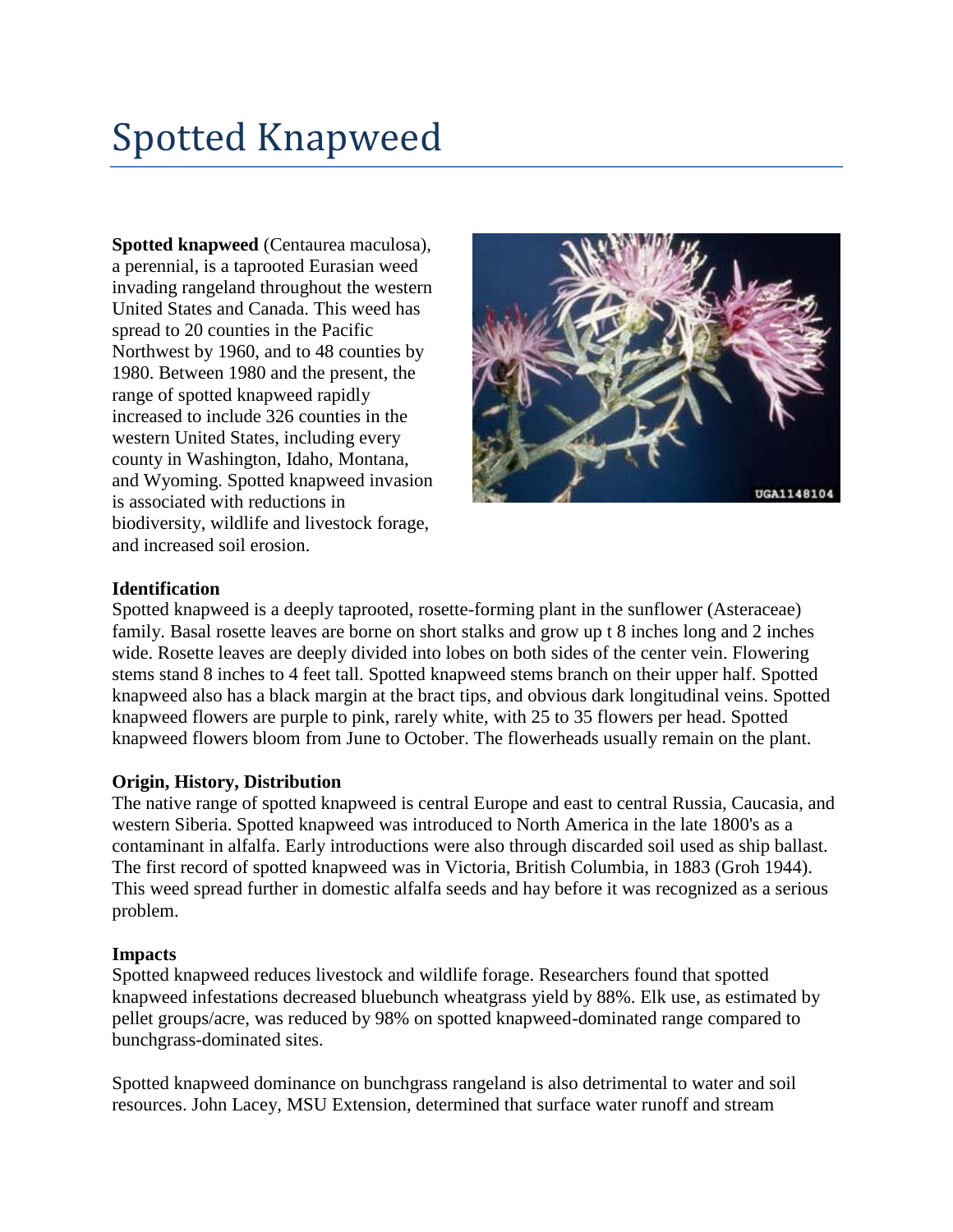# Spotted Knapweed

**Spotted knapweed** (Centaurea maculosa), a perennial, is a taprooted Eurasian weed invading rangeland throughout the western United States and Canada. This weed has spread to 20 counties in the Pacific Northwest by 1960, and to 48 counties by 1980. Between 1980 and the present, the range of spotted knapweed rapidly increased to include 326 counties in the western United States, including every county in Washington, Idaho, Montana, and Wyoming. Spotted knapweed invasion is associated with reductions in biodiversity, wildlife and livestock forage, and increased soil erosion.

**Identification**

Spotted knapweed is a deeply taprooted, rosette-forming plant in the sunflower (Asteraceae) family. Basal rosette leaves are borne on short stalks and grow up t 8 inches long and 2 inches wide. Rosette leaves are deeply divided into lobes on both sides of the center vein. Flowering stems stand 8 inches to 4 feet tall. Spotted knapweed stems branch on their upper half. Spotted knapweed also has a black margin at the bract tips, and obvious dark longitudinal veins. Spotted knapweed flowers are purple to pink, rarely white, with 25 to 35 flowers per head. Spotted knapweed flowers bloom from June to October. The flowerheads usually remain on the plant.

**Origin, History, Distribution**

The native range of spotted knapweed is central Europe and east to central Russia, Caucasia, and western Siberia. Spotted knapweed was introduced to North America in the late 1800's as a contaminant in alfalfa. Early introductions were also through discarded soil used as ship ballast. The first record of spotted knapweed was in Victoria, British Columbia, in 1883 (Groh 1944). This weed spread further in domestic alfalfa seeds and hay before it was recognized as a serious problem.

**Impacts**

Spotted knapweed reduces livestock and wildlife forage. Researchers found that spotted knapweed infestations decreased bluebunch wheatgrass yield by 88%. Elk use, as estimated by pellet groups/acre, was reduced by 98% on spotted knapweed-dominated range compared to bunchgrass-dominated sites.

Spotted knapweed dominance on bunchgrass rangeland is also detrimental to water and soil resources. John Lacey, MSU Extension, determined that surface water runoff and stream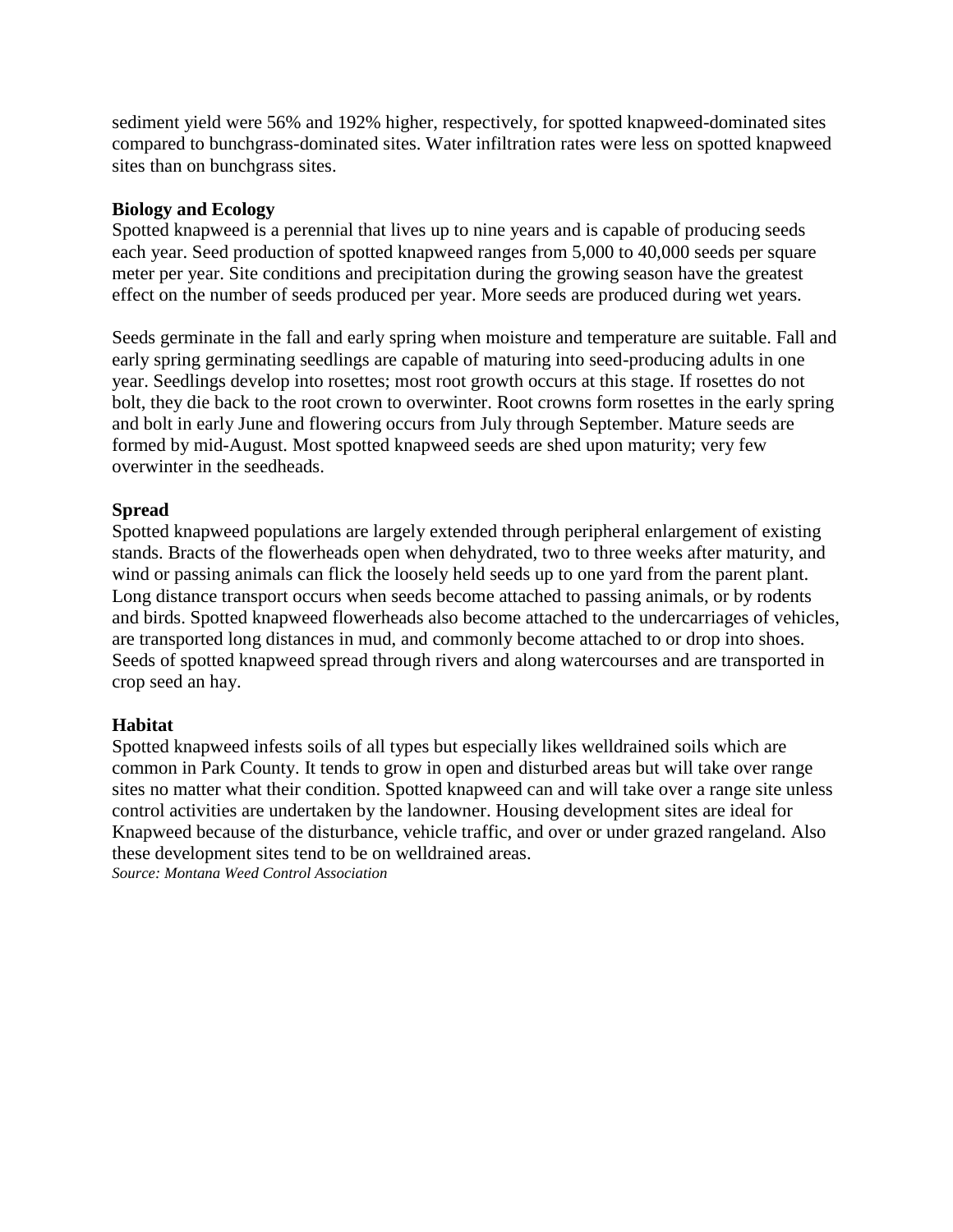sediment yield were 56% and 192% higher, respectively, for spotted knapweed-dominated sites compared to bunchgrass-dominated sites. Water infiltration rates were less on spotted knapweed sites than on bunchgrass sites.

**Biology and Ecology**

Spotted knapweed is a perennial that lives up to nine years and is capable of producing seeds each year. Seed production of spotted knapweed ranges from 5,000 to 40,000 seeds per square meter per year. Site conditions and precipitation during the growing season have the greatest effect on the number of seeds produced per year. More seeds are produced during wet years.

Seeds germinate in the fall and early spring when moisture and temperature are suitable. Fall and early spring germinating seedlings are capable of maturing into seed-producing adults in one year. Seedlings develop into rosettes; most root growth occurs at this stage. If rosettes do not bolt, they die back to the root crown to overwinter. Root crowns form rosettes in the early spring and bolt in early June and flowering occurs from July through September. Mature seeds are formed by mid-August. Most spotted knapweed seeds are shed upon maturity; very few overwinter in the seedheads.

**Spread**

Spotted knapweed populations are largely extended through peripheral enlargement of existing stands. Bracts of the flowerheads open when dehydrated, two to three weeks after maturity, and wind or passing animals can flick the loosely held seeds up to one yard from the parent plant. Long distance transport occurs when seeds become attached to passing animals, or by rodents and birds. Spotted knapweed flowerheads also become attached to the undercarriages of vehicles, are transported long distances in mud, and commonly become attached to or drop into shoes. Seeds of spotted knapweed spread through rivers and along watercourses and are transported in crop seed an hay.

**Habitat**

Spotted knapweed infests soils of all types but especially likes welldrained soils which are common in Park County. It tends to grow in open and disturbed areas but will take over range sites no matter what their condition. Spotted knapweed can and will take over a range site unless control activities are undertaken by the landowner. Housing development sites are ideal for Knapweed because of the disturbance, vehicle traffic, and over or under grazed rangeland. Also these development sites tend to be on welldrained areas.

*Source: Montana Weed Control Association*